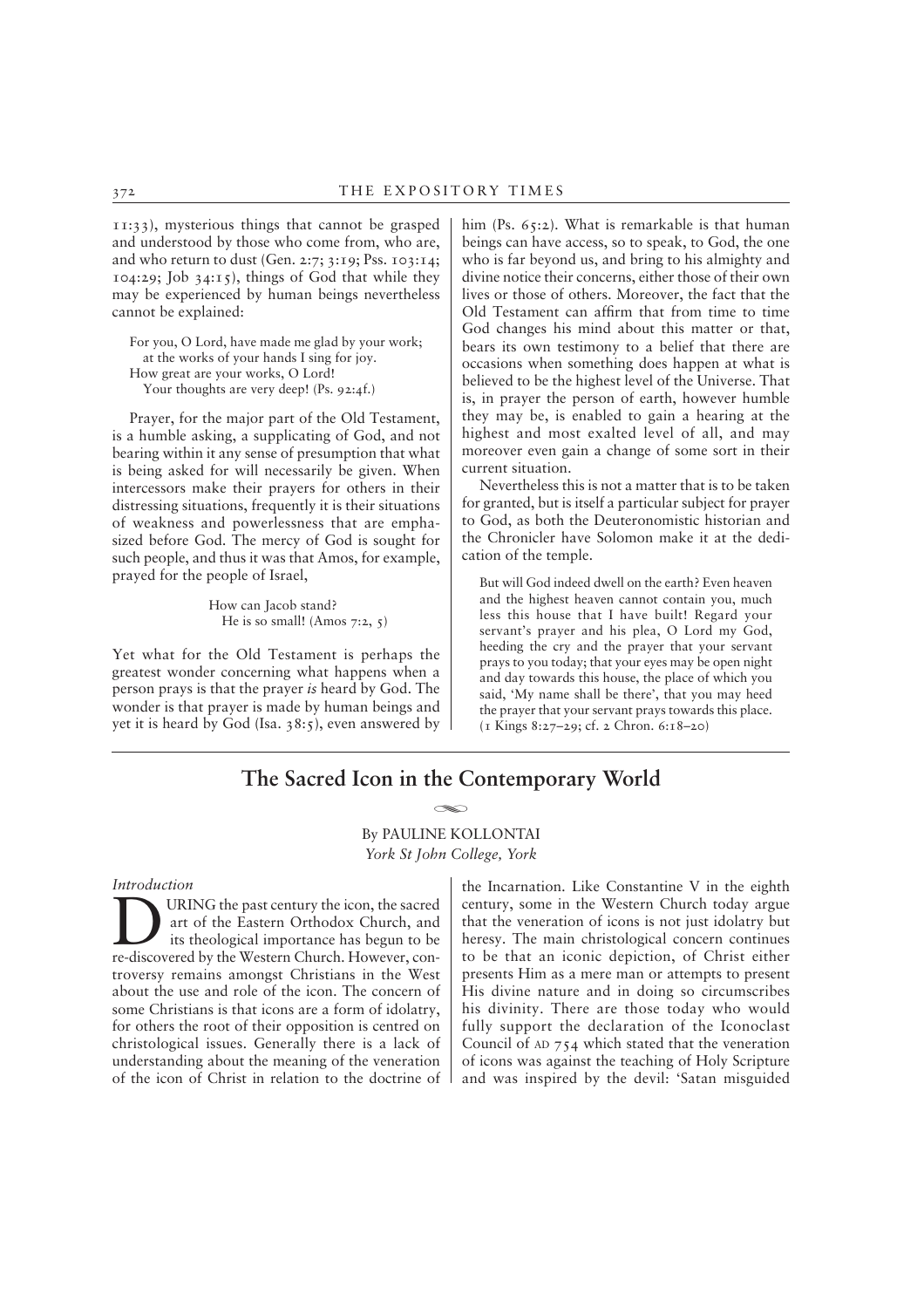11:33), mysterious things that cannot be grasped and understood by those who come from, who are, and who return to dust (Gen. 2:7; 3:19; Pss. 103:14; 104:29; Job 34:15), things of God that while they may be experienced by human beings nevertheless cannot be explained:

> For you, O Lord, have made me glad by your work;
> at the works of your hands I sing for joy.
> How great are your works, O Lord!
> Your thoughts are very deep! (Ps. 92:4f.)

Prayer, for the major part of the Old Testament, is a humble asking, a supplicating of God, and not bearing within it any sense of presumption that what is being asked for will necessarily be given. When intercessors make their prayers for others in their distressing situations, frequently it is their situations of weakness and powerlessness that are emphasized before God. The mercy of God is sought for such people, and thus it was that Amos, for example, prayed for the people of Israel,

> How can Jacob stand?
> He is so small! (Amos 7:2, 5)

Yet what for the Old Testament is perhaps the greatest wonder concerning what happens when a person prays is that the prayer *is* heard by God. The wonder is that prayer is made by human beings and yet it is heard by God (Isa. 38:5), even answered by him (Ps. 65:2). What is remarkable is that human beings can have access, so to speak, to God, the one who is far beyond us, and bring to his almighty and divine notice their concerns, either those of their own lives or those of others. Moreover, the fact that the Old Testament can affirm that from time to time God changes his mind about this matter or that, bears its own testimony to a belief that there are occasions when something does happen at what is believed to be the highest level of the Universe. That is, in prayer the person of earth, however humble they may be, is enabled to gain a hearing at the highest and most exalted level of all, and may moreover even gain a change of some sort in their current situation.

Nevertheless this is not a matter that is to be taken for granted, but is itself a particular subject for prayer to God, as both the Deuteronomistic historian and the Chronicler have Solomon make it at the dedication of the temple.

> But will God indeed dwell on the earth? Even heaven and the highest heaven cannot contain you, much less this house that I have built! Regard your servant's prayer and his plea, O Lord my God, heeding the cry and the prayer that your servant prays to you today; that your eyes may be open night and day towards this house, the place of which you said, 'My name shall be there', that you may heed the prayer that your servant prays towards this place. (1 Kings 8:27–29; cf. 2 Chron. 6:18–20)

# The Sacred Icon in the Contemporary World

By PAULINE KOLLONTAI
*York St John College, York*

## *Introduction*

DURING the past century the icon, the sacred art of the Eastern Orthodox Church, and its theological importance has begun to be re-discovered by the Western Church. However, controversy remains amongst Christians in the West about the use and role of the icon. The concern of some Christians is that icons are a form of idolatry, for others the root of their opposition is centred on christological issues. Generally there is a lack of understanding about the meaning of the veneration of the icon of Christ in relation to the doctrine of the Incarnation. Like Constantine V in the eighth century, some in the Western Church today argue that the veneration of icons is not just idolatry but heresy. The main christological concern continues to be that an iconic depiction, of Christ either presents Him as a mere man or attempts to present His divine nature and in doing so circumscribes his divinity. There are those today who would fully support the declaration of the Iconoclast Council of AD 754 which stated that the veneration of icons was against the teaching of Holy Scripture and was inspired by the devil: 'Satan misguided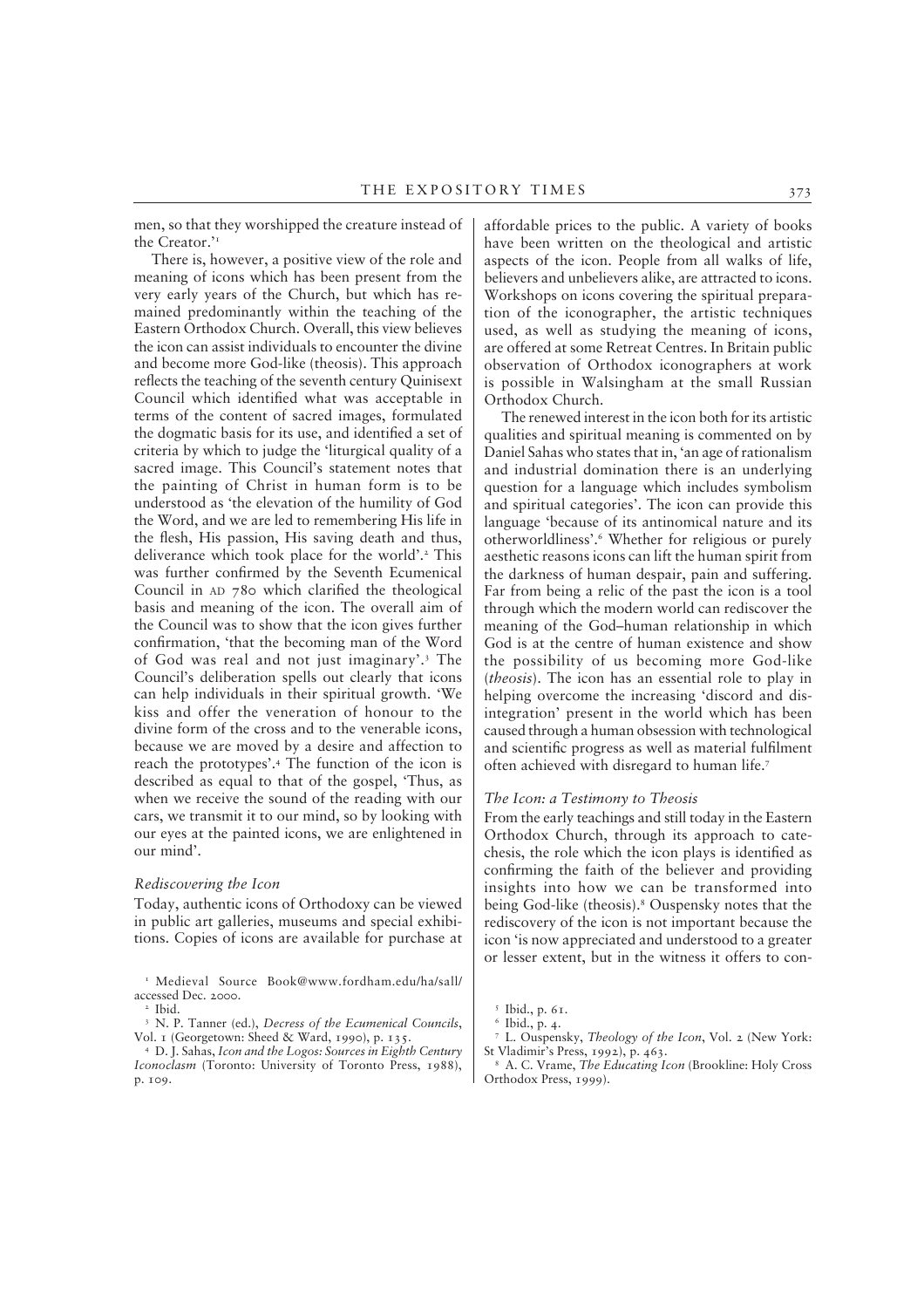men, so that they worshipped the creature instead of the Creator.'[1]

There is, however, a positive view of the role and meaning of icons which has been present from the very early years of the Church, but which has remained predominantly within the teaching of the Eastern Orthodox Church. Overall, this view believes the icon can assist individuals to encounter the divine and become more God-like (theosis). This approach reflects the teaching of the seventh century Quinisext Council which identified what was acceptable in terms of the content of sacred images, formulated the dogmatic basis for its use, and identified a set of criteria by which to judge the 'liturgical quality of a sacred image. This Council's statement notes that the painting of Christ in human form is to be understood as 'the elevation of the humility of God the Word, and we are led to remembering His life in the flesh, His passion, His saving death and thus, deliverance which took place for the world'.[2] This was further confirmed by the Seventh Ecumenical Council in AD 780 which clarified the theological basis and meaning of the icon. The overall aim of the Council was to show that the icon gives further confirmation, 'that the becoming man of the Word of God was real and not just imaginary'.[3] The Council's deliberation spells out clearly that icons can help individuals in their spiritual growth. 'We kiss and offer the veneration of honour to the divine form of the cross and to the venerable icons, because we are moved by a desire and affection to reach the prototypes'.[4] The function of the icon is described as equal to that of the gospel, 'Thus, as when we receive the sound of the reading with our cars, we transmit it to our mind, so by looking with our eyes at the painted icons, we are enlightened in our mind'.

### *Rediscovering the Icon*

Today, authentic icons of Orthodoxy can be viewed in public art galleries, museums and special exhibitions. Copies of icons are available for purchase at affordable prices to the public. A variety of books have been written on the theological and artistic aspects of the icon. People from all walks of life, believers and unbelievers alike, are attracted to icons. Workshops on icons covering the spiritual preparation of the iconographer, the artistic techniques used, as well as studying the meaning of icons, are offered at some Retreat Centres. In Britain public observation of Orthodox iconographers at work is possible in Walsingham at the small Russian Orthodox Church.

The renewed interest in the icon both for its artistic qualities and spiritual meaning is commented on by Daniel Sahas who states that in, 'an age of rationalism and industrial domination there is an underlying question for a language which includes symbolism and spiritual categories'. The icon can provide this language 'because of its antinomical nature and its otherworldliness'.[6] Whether for religious or purely aesthetic reasons icons can lift the human spirit from the darkness of human despair, pain and suffering. Far from being a relic of the past the icon is a tool through which the modern world can rediscover the meaning of the God–human relationship in which God is at the centre of human existence and show the possibility of us becoming more God-like (*theosis*). The icon has an essential role to play in helping overcome the increasing 'discord and disintegration' present in the world which has been caused through a human obsession with technological and scientific progress as well as material fulfilment often achieved with disregard to human life.[7]

### *The Icon: a Testimony to Theosis*

From the early teachings and still today in the Eastern Orthodox Church, through its approach to catechesis, the role which the icon plays is identified as confirming the faith of the believer and providing insights into how we can be transformed into being God-like (theosis).[8] Ouspensky notes that the rediscovery of the icon is not important because the icon 'is now appreciated and understood to a greater or lesser extent, but in the witness it offers to con-

---

[1] Medieval Source Book@www.fordham.edu/ha/sall/ accessed Dec. 2000.

[2] Ibid.

[3] N. P. Tanner (ed.), *Decress of the Ecumenical Councils*, Vol. 1 (Georgetown: Sheed & Ward, 1990), p. 135.

[4] D. J. Sahas, *Icon and the Logos: Sources in Eighth Century Iconoclasm* (Toronto: University of Toronto Press, 1988), p. 109.

[5] Ibid., p. 61.

[6] Ibid., p. 4.

[7] L. Ouspensky, *Theology of the Icon*, Vol. 2 (New York: St Vladimir's Press, 1992), p. 463.

[8] A. C. Vrame, *The Educating Icon* (Brookline: Holy Cross Orthodox Press, 1999).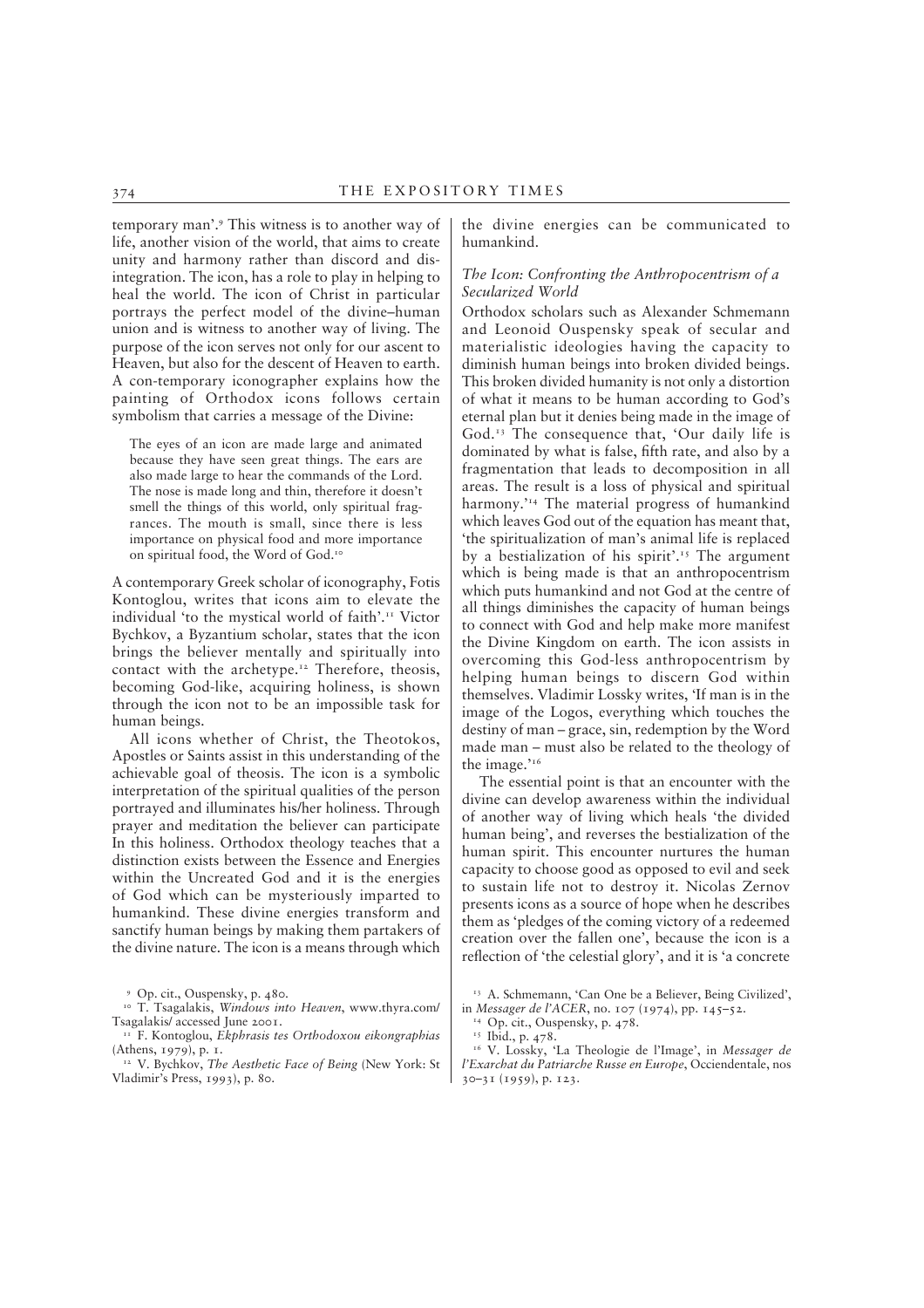temporary man'.[9] This witness is to another way of life, another vision of the world, that aims to create unity and harmony rather than discord and disintegration. The icon, has a role to play in helping to heal the world. The icon of Christ in particular portrays the perfect model of the divine–human union and is witness to another way of living. The purpose of the icon serves not only for our ascent to Heaven, but also for the descent of Heaven to earth. A con-temporary iconographer explains how the painting of Orthodox icons follows certain symbolism that carries a message of the Divine:

> The eyes of an icon are made large and animated because they have seen great things. The ears are also made large to hear the commands of the Lord. The nose is made long and thin, therefore it doesn't smell the things of this world, only spiritual fragrances. The mouth is small, since there is less importance on physical food and more importance on spiritual food, the Word of God.[10]

A contemporary Greek scholar of iconography, Fotis Kontoglou, writes that icons aim to elevate the individual 'to the mystical world of faith'.[11] Victor Bychkov, a Byzantium scholar, states that the icon brings the believer mentally and spiritually into contact with the archetype.[12] Therefore, theosis, becoming God-like, acquiring holiness, is shown through the icon not to be an impossible task for human beings.

All icons whether of Christ, the Theotokos, Apostles or Saints assist in this understanding of the achievable goal of theosis. The icon is a symbolic interpretation of the spiritual qualities of the person portrayed and illuminates his/her holiness. Through prayer and meditation the believer can participate In this holiness. Orthodox theology teaches that a distinction exists between the Essence and Energies within the Uncreated God and it is the energies of God which can be mysteriously imparted to humankind. These divine energies transform and sanctify human beings by making them partakers of the divine nature. The icon is a means through which the divine energies can be communicated to humankind.

### *The Icon: Confronting the Anthropocentrism of a Secularized World*

Orthodox scholars such as Alexander Schmemann and Leonoid Ouspensky speak of secular and materialistic ideologies having the capacity to diminish human beings into broken divided beings. This broken divided humanity is not only a distortion of what it means to be human according to God's eternal plan but it denies being made in the image of God.[13] The consequence that, 'Our daily life is dominated by what is false, fifth rate, and also by a fragmentation that leads to decomposition in all areas. The result is a loss of physical and spiritual harmony.'[14] The material progress of humankind which leaves God out of the equation has meant that, 'the spiritualization of man's animal life is replaced by a bestialization of his spirit'.[15] The argument which is being made is that an anthropocentrism which puts humankind and not God at the centre of all things diminishes the capacity of human beings to connect with God and help make more manifest the Divine Kingdom on earth. The icon assists in overcoming this God-less anthropocentrism by helping human beings to discern God within themselves. Vladimir Lossky writes, 'If man is in the image of the Logos, everything which touches the destiny of man – grace, sin, redemption by the Word made man – must also be related to the theology of the image.'[16]

The essential point is that an encounter with the divine can develop awareness within the individual of another way of living which heals 'the divided human being', and reverses the bestialization of the human spirit. This encounter nurtures the human capacity to choose good as opposed to evil and seek to sustain life not to destroy it. Nicolas Zernov presents icons as a source of hope when he describes them as 'pledges of the coming victory of a redeemed creation over the fallen one', because the icon is a reflection of 'the celestial glory', and it is 'a concrete

---

[9] Op. cit., Ouspensky, p. 480.

[10] T. Tsagalakis, *Windows into Heaven*, www.thyra.com/Tsagalakis/ accessed June 2001.

[11] F. Kontoglou, *Ekphrasis tes Orthodoxou eikongraphias* (Athens, 1979), p. 1.

[12] V. Bychkov, *The Aesthetic Face of Being* (New York: St Vladimir's Press, 1993), p. 80.

[13] A. Schmemann, 'Can One be a Believer, Being Civilized', in *Messager de l'ACER*, no. 107 (1974), pp. 145–52.

[14] Op. cit., Ouspensky, p. 478.

[15] Ibid., p. 478.

[16] V. Lossky, 'La Theologie de l'Image', in *Messager de l'Exarchat du Patriarche Russe en Europe*, Occiendentale, nos 30–31 (1959), p. 123.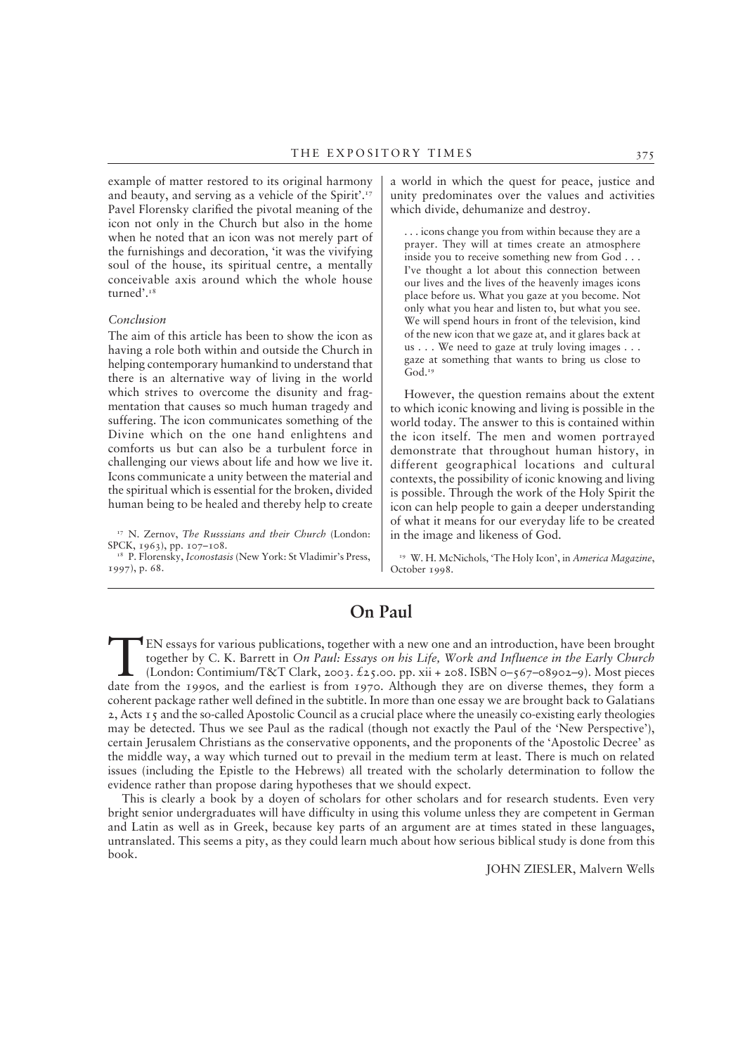example of matter restored to its original harmony and beauty, and serving as a vehicle of the Spirit'.[17] Pavel Florensky clarified the pivotal meaning of the icon not only in the Church but also in the home when he noted that an icon was not merely part of the furnishings and decoration, 'it was the vivifying soul of the house, its spiritual centre, a mentally conceivable axis around which the whole house turned'.[18]

*Conclusion*

The aim of this article has been to show the icon as having a role both within and outside the Church in helping contemporary humankind to understand that there is an alternative way of living in the world which strives to overcome the disunity and fragmentation that causes so much human tragedy and suffering. The icon communicates something of the Divine which on the one hand enlightens and comforts us but can also be a turbulent force in challenging our views about life and how we live it. Icons communicate a unity between the material and the spiritual which is essential for the broken, divided human being to be healed and thereby help to create a world in which the quest for peace, justice and unity predominates over the values and activities which divide, dehumanize and destroy.

> . . . icons change you from within because they are a prayer. They will at times create an atmosphere inside you to receive something new from God . . . I've thought a lot about this connection between our lives and the lives of the heavenly images icons place before us. What you gaze at you become. Not only what you hear and listen to, but what you see. We will spend hours in front of the television, kind of the new icon that we gaze at, and it glares back at us . . . We need to gaze at truly loving images . . . gaze at something that wants to bring us close to God.[19]

However, the question remains about the extent to which iconic knowing and living is possible in the world today. The answer to this is contained within the icon itself. The men and women portrayed demonstrate that throughout human history, in different geographical locations and cultural contexts, the possibility of iconic knowing and living is possible. Through the work of the Holy Spirit the icon can help people to gain a deeper understanding of what it means for our everyday life to be created in the image and likeness of God.

[17] N. Zernov, *The Russsians and their Church* (London: SPCK, 1963), pp. 107–108.

[18] P. Florensky, *Iconostasis* (New York: St Vladimir's Press, 1997), p. 68.

[19] W. H. McNichols, 'The Holy Icon', in *America Magazine*, October 1998.

## On Paul

TEN essays for various publications, together with a new one and an introduction, have been brought together by C. K. Barrett in *On Paul: Essays on his Life, Work and Influence in the Early Church* (London: Contimium/T&T Clark, 2003. £25.00. pp. xii + 208. ISBN 0–567–08902–9). Most pieces date from the 1990s, and the earliest is from 1970. Although they are on diverse themes, they form a coherent package rather well defined in the subtitle. In more than one essay we are brought back to Galatians 2, Acts 15 and the so-called Apostolic Council as a crucial place where the uneasily co-existing early theologies may be detected. Thus we see Paul as the radical (though not exactly the Paul of the 'New Perspective'), certain Jerusalem Christians as the conservative opponents, and the proponents of the 'Apostolic Decree' as the middle way, a way which turned out to prevail in the medium term at least. There is much on related issues (including the Epistle to the Hebrews) all treated with the scholarly determination to follow the evidence rather than propose daring hypotheses that we should expect.

This is clearly a book by a doyen of scholars for other scholars and for research students. Even very bright senior undergraduates will have difficulty in using this volume unless they are competent in German and Latin as well as in Greek, because key parts of an argument are at times stated in these languages, untranslated. This seems a pity, as they could learn much about how serious biblical study is done from this book.

JOHN ZIESLER, Malvern Wells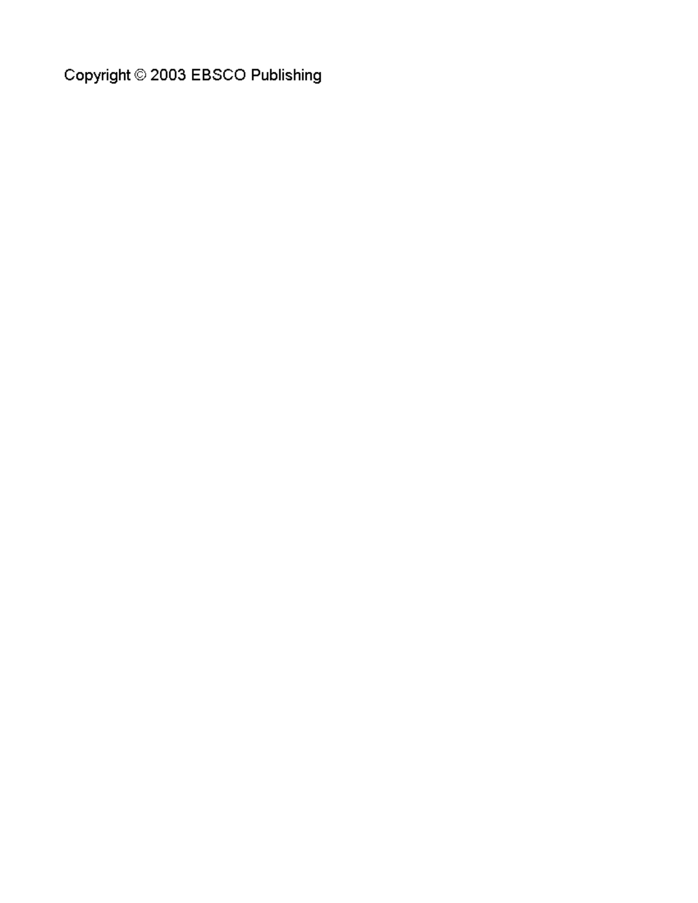Copyright © 2003 EBSCO Publishing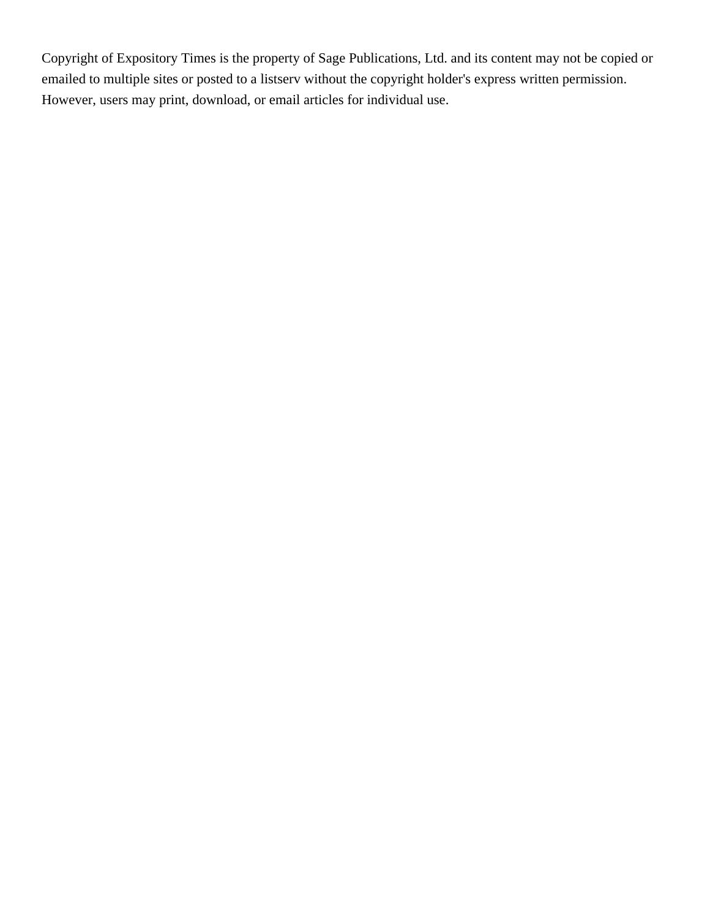Copyright of Expository Times is the property of Sage Publications, Ltd. and its content may not be copied or emailed to multiple sites or posted to a listserv without the copyright holder's express written permission. However, users may print, download, or email articles for individual use.